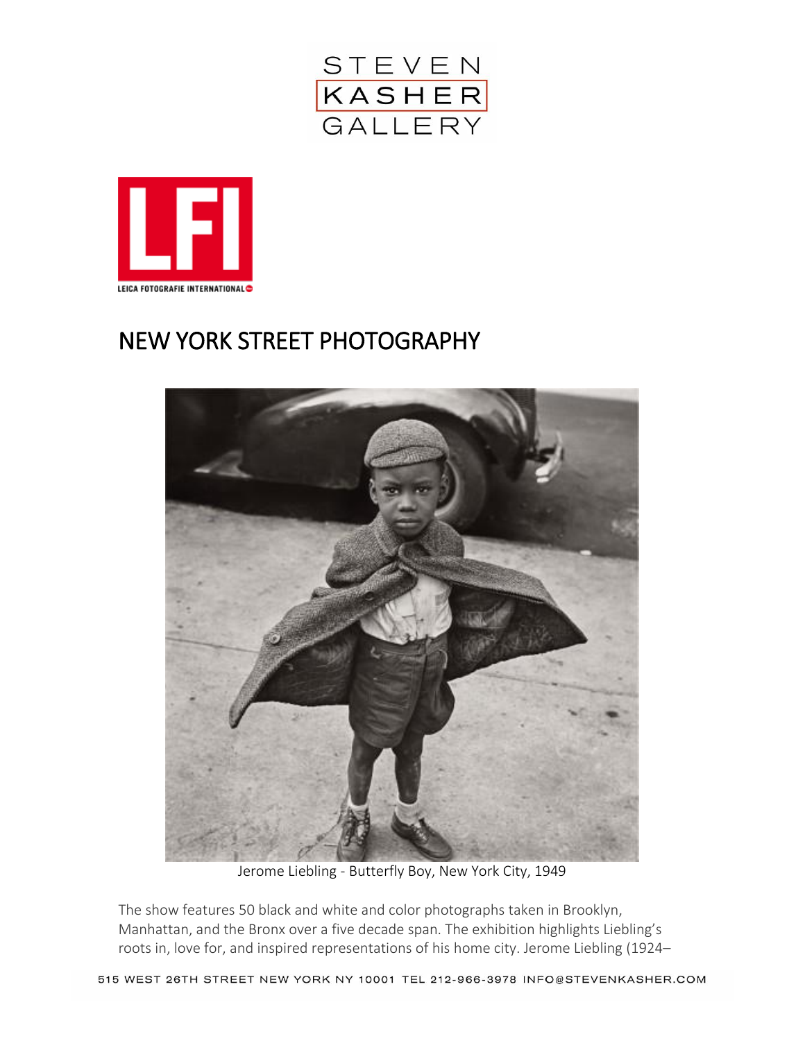STEVEN
KASHER
GALLERY

LFI
LEICA FOTOGRAFIE INTERNATIONAL

# NEW YORK STREET PHOTOGRAPHY

Jerome Liebling - Butterfly Boy, New York City, 1949

The show features 50 black and white and color photographs taken in Brooklyn, Manhattan, and the Bronx over a five decade span. The exhibition highlights Liebling's roots in, love for, and inspired representations of his home city. Jerome Liebling (1924–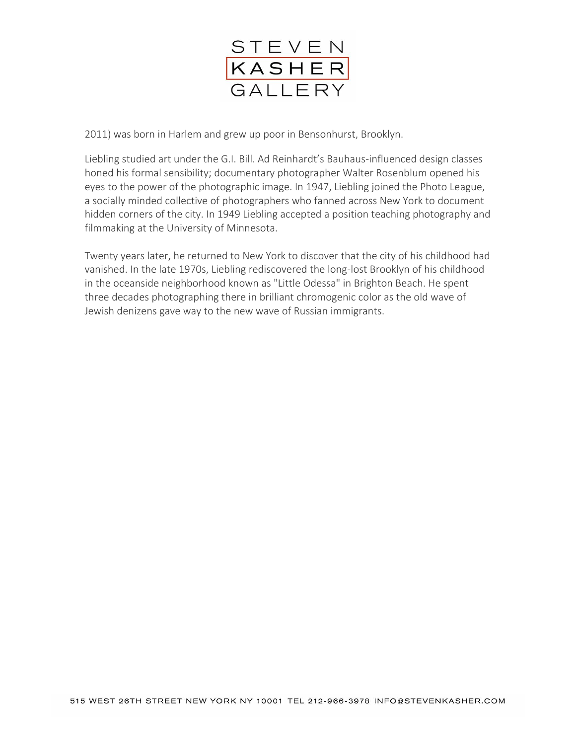2011) was born in Harlem and grew up poor in Bensonhurst, Brooklyn.

Liebling studied art under the G.I. Bill. Ad Reinhardt's Bauhaus-influenced design classes honed his formal sensibility; documentary photographer Walter Rosenblum opened his eyes to the power of the photographic image. In 1947, Liebling joined the Photo League, a socially minded collective of photographers who fanned across New York to document hidden corners of the city. In 1949 Liebling accepted a position teaching photography and filmmaking at the University of Minnesota.

Twenty years later, he returned to New York to discover that the city of his childhood had vanished. In the late 1970s, Liebling rediscovered the long-lost Brooklyn of his childhood in the oceanside neighborhood known as "Little Odessa" in Brighton Beach. He spent three decades photographing there in brilliant chromogenic color as the old wave of Jewish denizens gave way to the new wave of Russian immigrants.